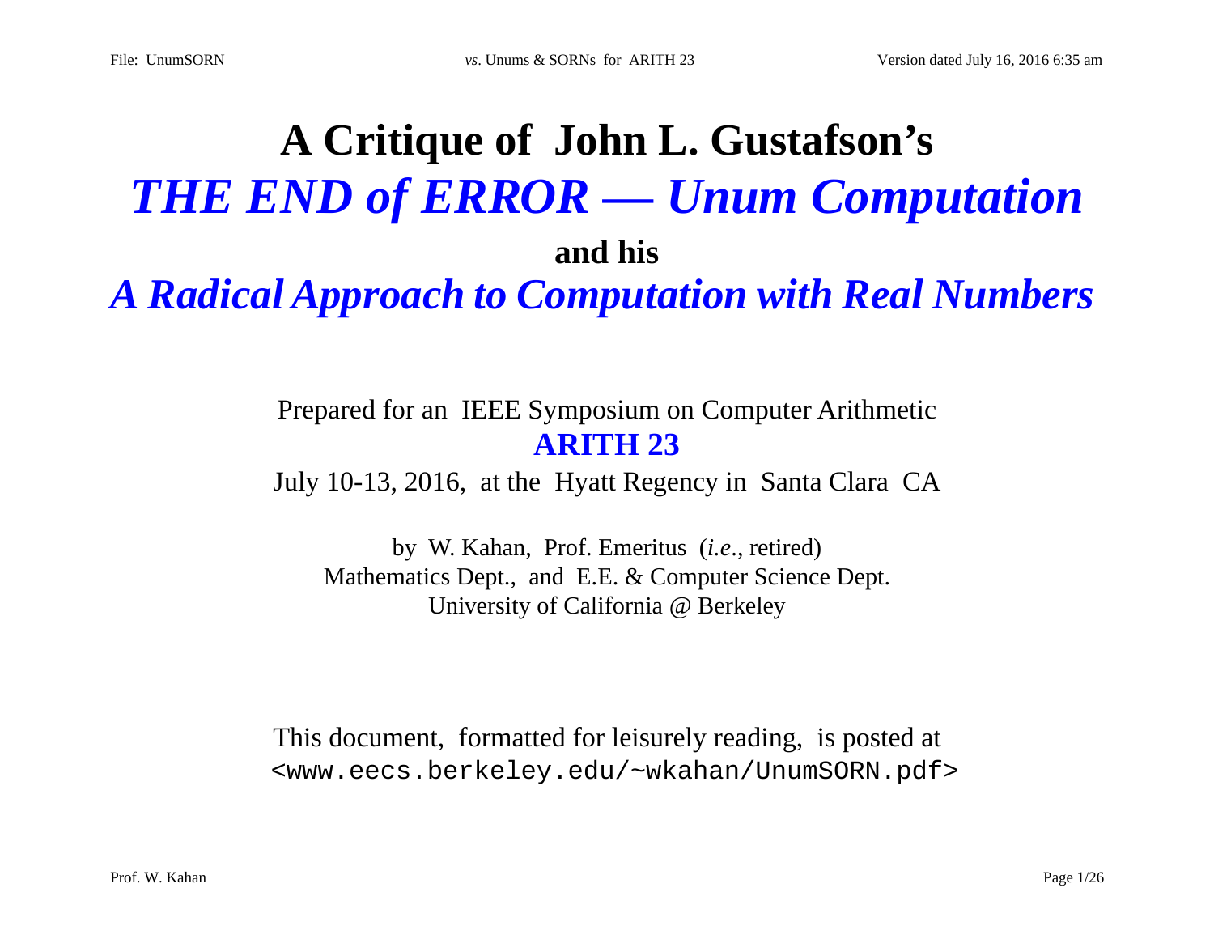# A Critique of John L. Gustafson's *THE END of ERROR — Unum Computation* and his *A Radical Approach to Computation with Real Numbers*

Prepared for an IEEE Symposium on Computer Arithmetic

**ARITH 23**

July 10-13, 2016, at the Hyatt Regency in Santa Clara CA

by W. Kahan, Prof. Emeritus (*i.e.*, retired)
Mathematics Dept., and E.E. & Computer Science Dept.
University of California @ Berkeley

This document, formatted for leisurely reading, is posted at
`<www.eecs.berkeley.edu/~wkahan/UnumSORN.pdf>`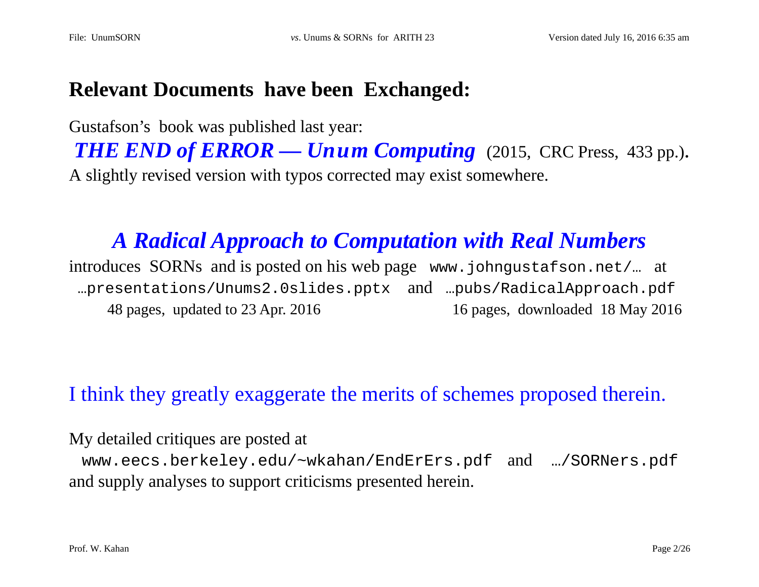## Relevant Documents have been Exchanged:

Gustafson's book was published last year:

***THE END of ERROR — Unum Computing*** (2015, CRC Press, 433 pp.).
A slightly revised version with typos corrected may exist somewhere.

***A Radical Approach to Computation with Real Numbers***

introduces SORNs and is posted on his web page `www.johngustafson.net/…` at `…presentations/Unums2.0slides.pptx` and `…pubs/RadicalApproach.pdf`

48 pages, updated to 23 Apr. 2016 — 16 pages, downloaded 18 May 2016

I think they greatly exaggerate the merits of schemes proposed therein.

My detailed critiques are posted at
`www.eecs.berkeley.edu/~wkahan/EndErErs.pdf` and `…/SORNers.pdf`
and supply analyses to support criticisms presented herein.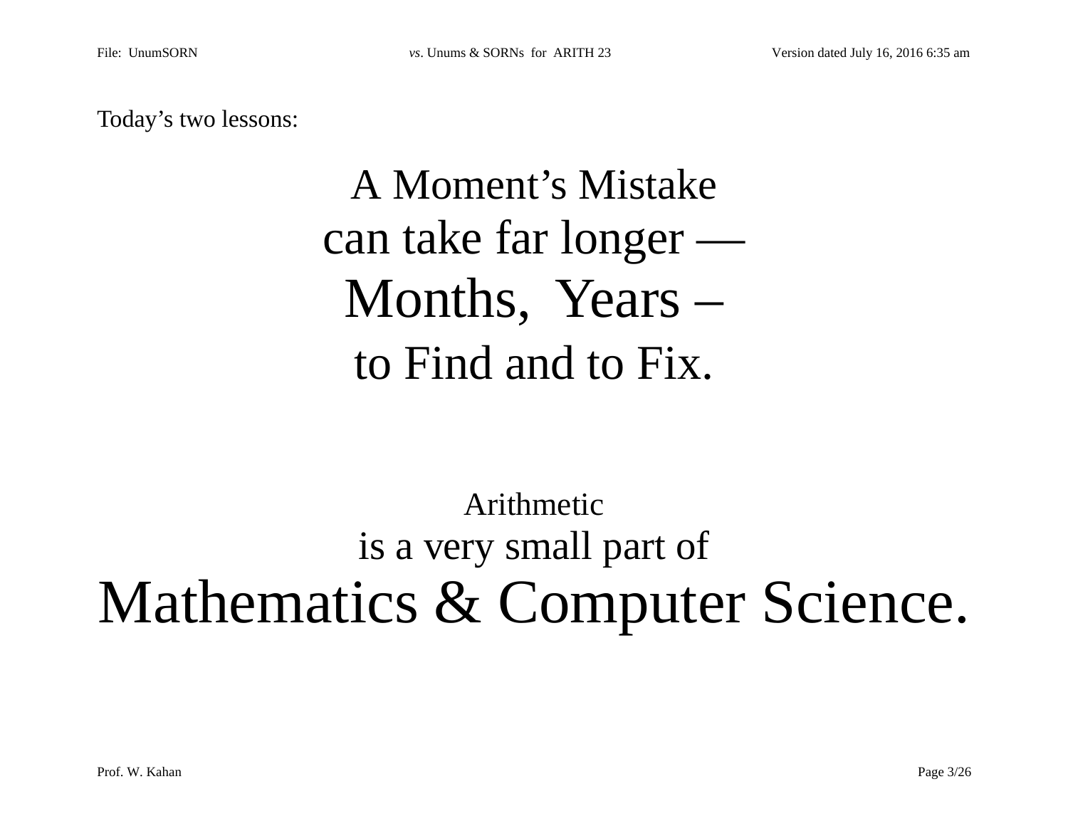Today’s two lessons:

A Moment’s Mistake
can take far longer —
Months, Years –
to Find and to Fix.

Arithmetic
is a very small part of
Mathematics & Computer Science.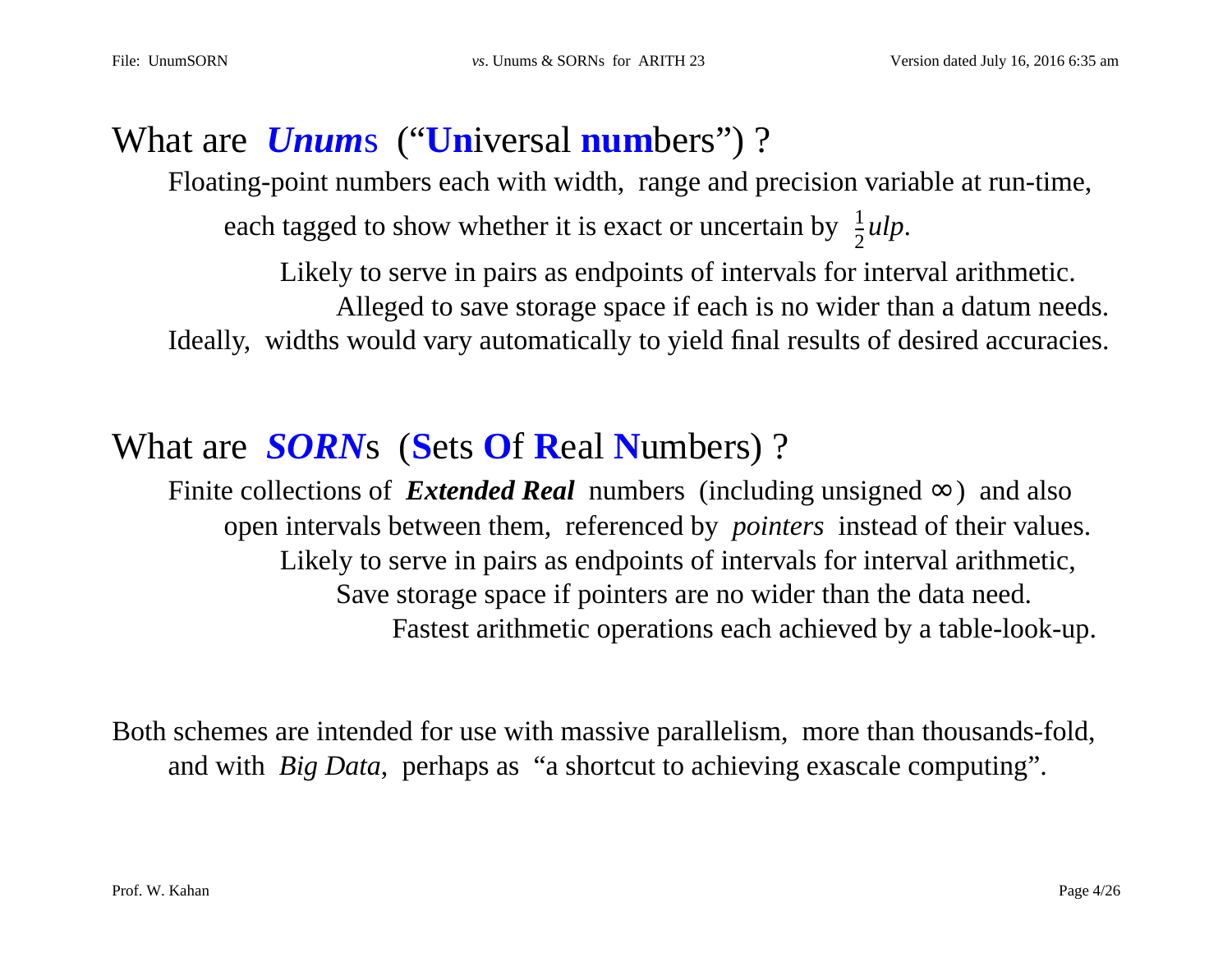## What are *Unums* (“**Un**iversal **num**bers”) ?

Floating-point numbers each with width, range and precision variable at run-time,

each tagged to show whether it is exact or uncertain by $\frac{1}{2}ulp$.

Likely to serve in pairs as endpoints of intervals for interval arithmetic.

Alleged to save storage space if each is no wider than a datum needs.

Ideally, widths would vary automatically to yield final results of desired accuracies.

## What are *SORN*s (**S**ets **O**f **R**eal **N**umbers) ?

Finite collections of ***Extended Real*** numbers (including unsigned ∞) and also

open intervals between them, referenced by *pointers* instead of their values.

Likely to serve in pairs as endpoints of intervals for interval arithmetic,

Save storage space if pointers are no wider than the data need.

Fastest arithmetic operations each achieved by a table-look-up.

Both schemes are intended for use with massive parallelism, more than thousands-fold, and with *Big Data*, perhaps as “a shortcut to achieving exascale computing”.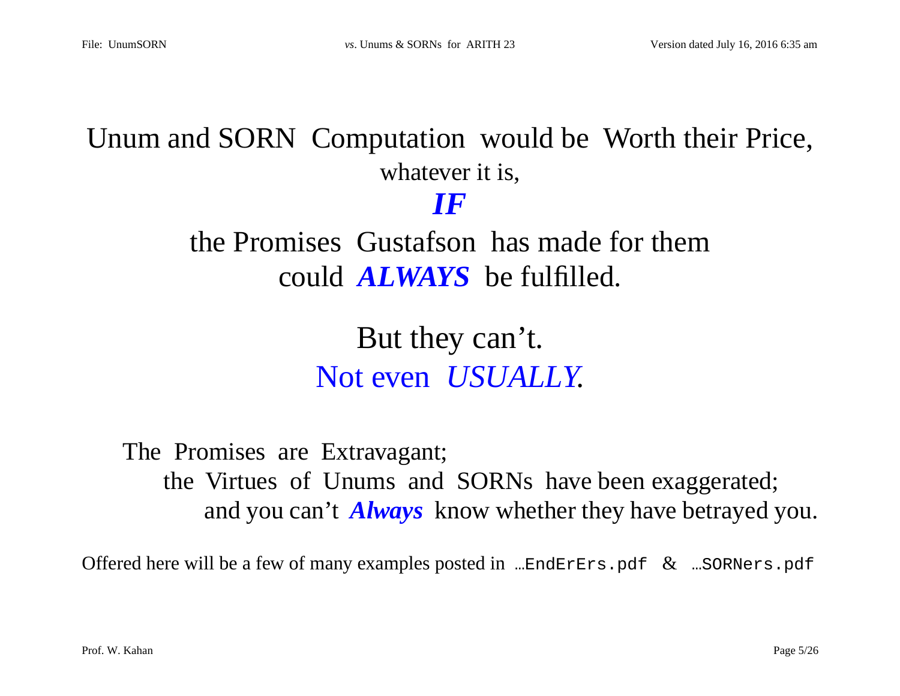Unum and SORN Computation would be Worth their Price,
whatever it is,

***IF***

the Promises Gustafson has made for them
could ***ALWAYS*** be fulfilled.

But they can't.
Not even *USUALLY*.

The Promises are Extravagant;
the Virtues of Unums and SORNs have been exaggerated;
and you can't ***Always*** know whether they have betrayed you.

Offered here will be a few of many examples posted in `…EndErErs.pdf` & `…SORNers.pdf`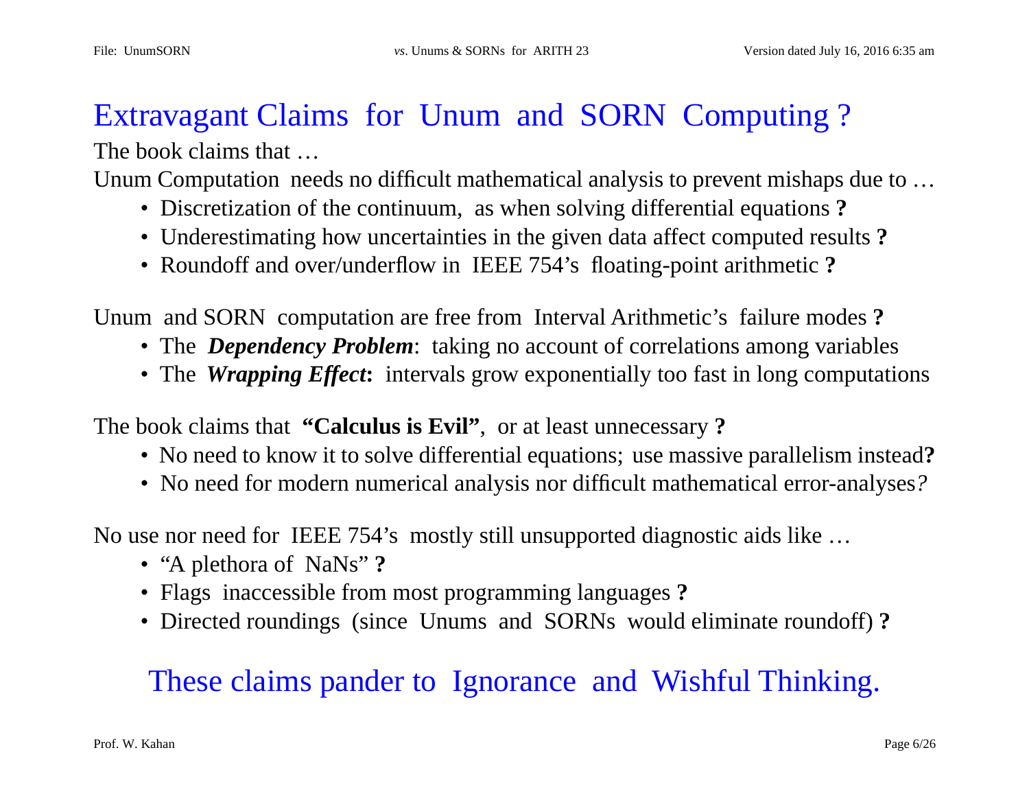# Extravagant Claims for Unum and SORN Computing ?

The book claims that …

Unum Computation needs no difficult mathematical analysis to prevent mishaps due to …

- Discretization of the continuum, as when solving differential equations **?**
- Underestimating how uncertainties in the given data affect computed results **?**
- Roundoff and over/underflow in IEEE 754's floating-point arithmetic **?**

Unum and SORN computation are free from Interval Arithmetic's failure modes **?**

- The ***Dependency Problem***: taking no account of correlations among variables
- The ***Wrapping Effect*****:** intervals grow exponentially too fast in long computations

The book claims that **"Calculus is Evil"**, or at least unnecessary **?**

- No need to know it to solve differential equations; use massive parallelism instead**?**
- No need for modern numerical analysis nor difficult mathematical error-analyses*?*

No use nor need for IEEE 754's mostly still unsupported diagnostic aids like …

- "A plethora of NaNs" **?**
- Flags inaccessible from most programming languages **?**
- Directed roundings (since Unums and SORNs would eliminate roundoff) **?**

## These claims pander to Ignorance and Wishful Thinking.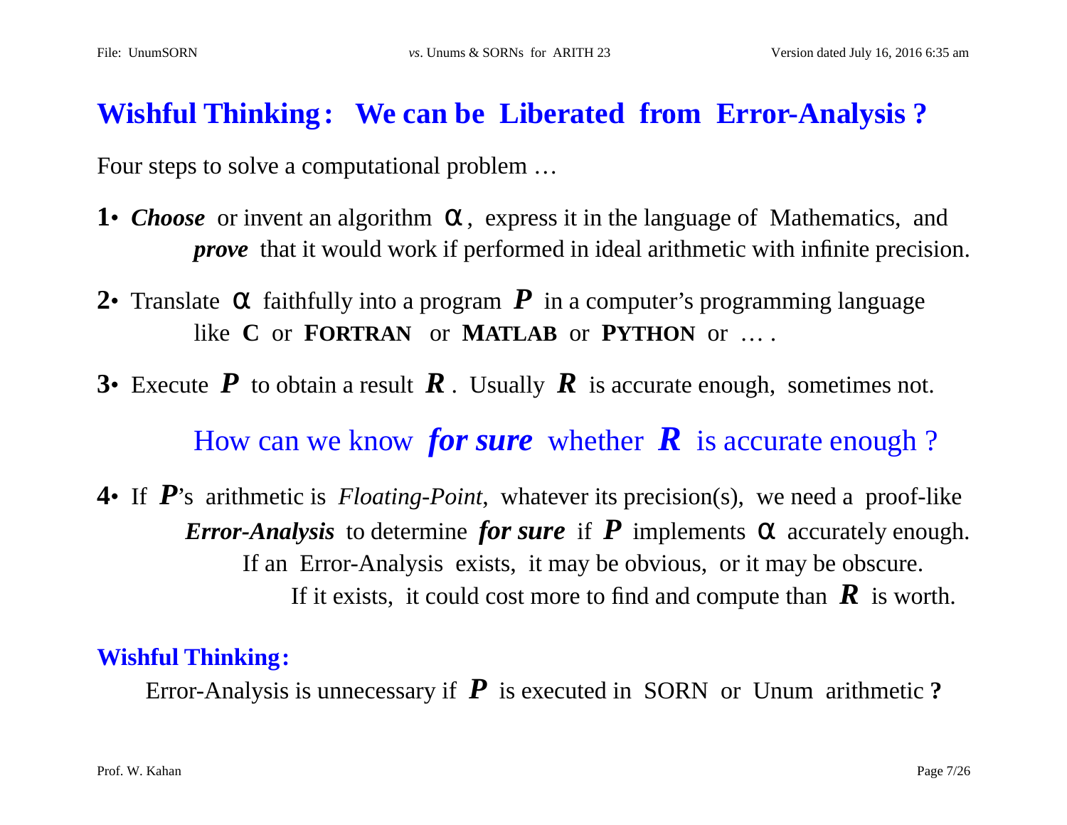# Wishful Thinking: We can be Liberated from Error-Analysis ?

Four steps to solve a computational problem …

**1•** ***Choose*** or invent an algorithm $\alpha$, express it in the language of Mathematics, and ***prove*** that it would work if performed in ideal arithmetic with infinite precision.

**2•** Translate $\alpha$ faithfully into a program ***P*** in a computer's programming language like **C** or **FORTRAN** or **MATLAB** or **PYTHON** or … .

**3•** Execute ***P*** to obtain a result ***R***. Usually ***R*** is accurate enough, sometimes not.

How can we know ***for sure*** whether ***R*** is accurate enough ?

**4•** If ***P***'s arithmetic is *Floating-Point*, whatever its precision(s), we need a proof-like ***Error-Analysis*** to determine ***for sure*** if ***P*** implements $\alpha$ accurately enough.
If an Error-Analysis exists, it may be obvious, or it may be obscure.
If it exists, it could cost more to find and compute than ***R*** is worth.

**Wishful Thinking:**

Error-Analysis is unnecessary if ***P*** is executed in SORN or Unum arithmetic **?**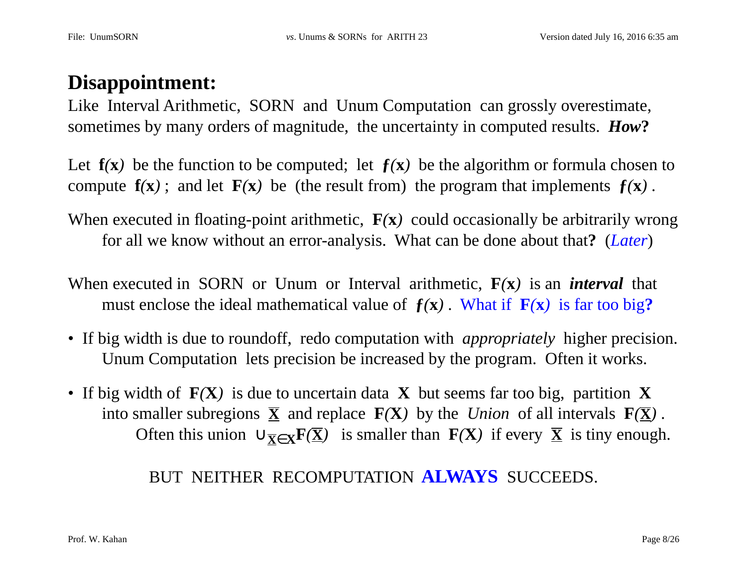# Disappointment:

Like Interval Arithmetic, SORN and Unum Computation can grossly overestimate, sometimes by many orders of magnitude, the uncertainty in computed results. ***How*?**

Let $\mathbf{f}(\mathbf{x})$ be the function to be computed; let $f(\mathbf{x})$ be the algorithm or formula chosen to compute $\mathbf{f}(\mathbf{x})$ ; and let $\mathbf{F}(\mathbf{x})$ be (the result from) the program that implements $f(\mathbf{x})$ .

When executed in floating-point arithmetic, $\mathbf{F}(\mathbf{x})$ could occasionally be arbitrarily wrong for all we know without an error-analysis. What can be done about that**?** (*Later*)

When executed in SORN or Unum or Interval arithmetic, $\mathbf{F}(\mathbf{x})$ is an ***interval*** that must enclose the ideal mathematical value of $f(\mathbf{x})$ . What if $\mathbf{F}(\mathbf{x})$ is far too big**?**

- If big width is due to roundoff, redo computation with *appropriately* higher precision. Unum Computation lets precision be increased by the program. Often it works.
- If big width of $\mathbf{F}(\mathbf{X})$ is due to uncertain data $\mathbf{X}$ but seems far too big, partition $\mathbf{X}$ into smaller subregions $\underline{\overline{\mathbf{X}}}$ and replace $\mathbf{F}(\mathbf{X})$ by the *Union* of all intervals $\mathbf{F}(\underline{\overline{\mathbf{X}}})$ . Often this union $\cup_{\underline{\overline{\mathbf{X}}} \in \mathbf{X}} \mathbf{F}(\underline{\overline{\mathbf{X}}})$ is smaller than $\mathbf{F}(\mathbf{X})$ if every $\underline{\overline{\mathbf{X}}}$ is tiny enough.

BUT NEITHER RECOMPUTATION **ALWAYS** SUCCEEDS.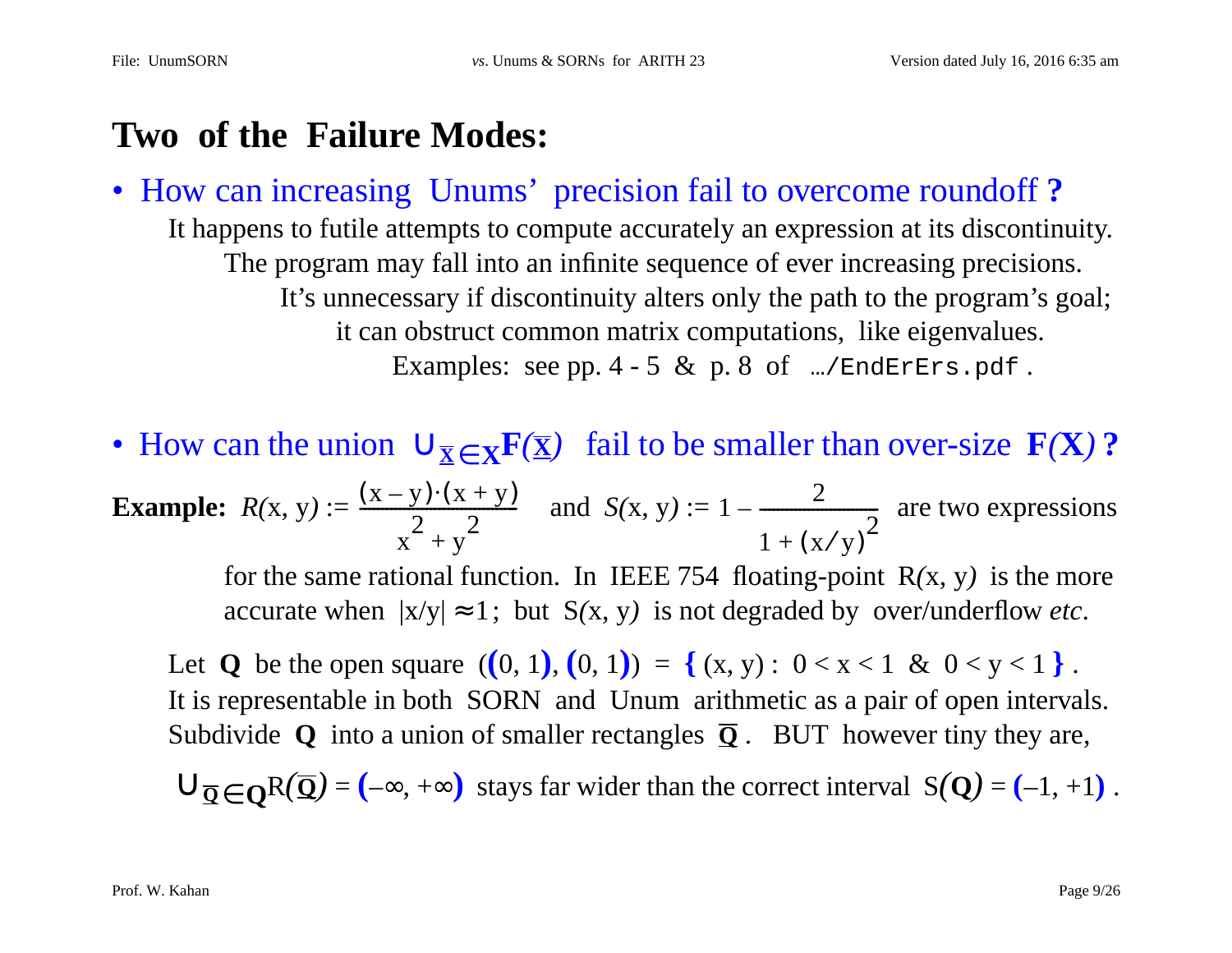# Two of the Failure Modes:

- **How can increasing Unums' precision fail to overcome roundoff ?**

  It happens to futile attempts to compute accurately an expression at its discontinuity.
  The program may fall into an infinite sequence of ever increasing precisions.
  It's unnecessary if discontinuity alters only the path to the program's goal;
  it can obstruct common matrix computations, like eigenvalues.
  Examples: see pp. 4 - 5 & p. 8 of `…/EndErErs.pdf` .

- **How can the union $\bigcup_{\underline{\mathbf{x}} \in \mathbf{X}} \mathbf{F}(\underline{\mathbf{x}})$ fail to be smaller than over-size $\mathbf{F}(\mathbf{X})$ ?**

**Example:** $R(x, y) := \dfrac{(x - y)\cdot(x + y)}{x^2 + y^2}$ and $S(x, y) := 1 - \dfrac{2}{1 + (x/y)^2}$ are two expressions for the same rational function. In IEEE 754 floating-point $R(x, y)$ is the more accurate when $|x/y| \approx 1$; but $S(x, y)$ is not degraded by over/underflow *etc*.

Let $\mathbf{Q}$ be the open square $((0, 1), (0, 1)) = \{ (x, y) : 0 < x < 1 \ \& \ 0 < y < 1 \}$ .
It is representable in both SORN and Unum arithmetic as a pair of open intervals.
Subdivide $\mathbf{Q}$ into a union of smaller rectangles $\overline{\mathbf{Q}}$ . BUT however tiny they are,

$\bigcup_{\overline{\mathbf{Q}} \in \mathbf{Q}} R(\overline{\mathbf{Q}}) = (-\infty, +\infty)$ stays far wider than the correct interval $S(\mathbf{Q}) = (-1, +1)$ .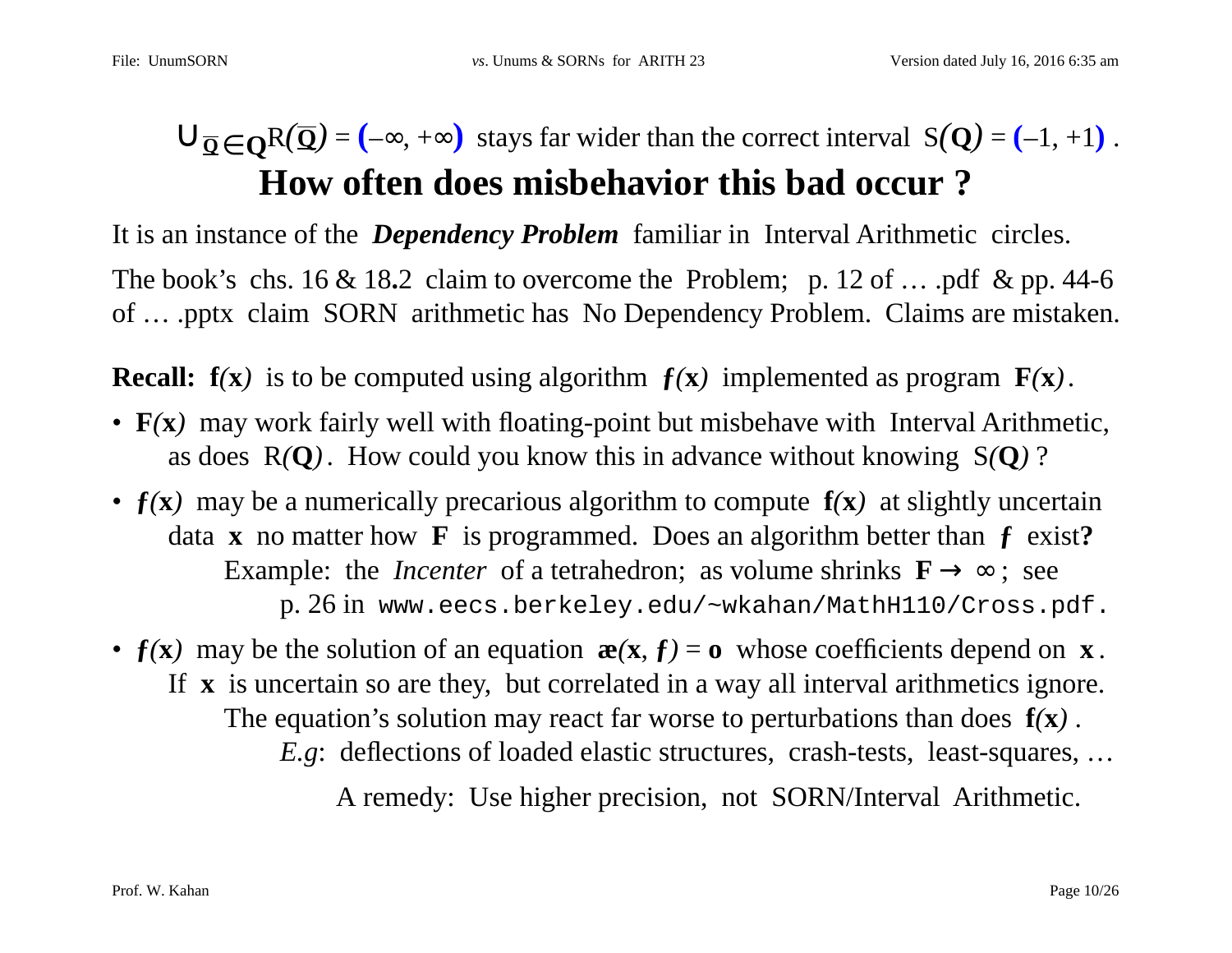$\bigcup_{\overline{\mathbf{Q}} \in \mathbf{Q}} \mathrm{R}(\overline{\mathbf{Q}}) = (-\infty, +\infty)$ stays far wider than the correct interval $\mathrm{S}(\mathbf{Q}) = (-1, +1)$ .

# How often does misbehavior this bad occur ?

It is an instance of the ***Dependency Problem*** familiar in Interval Arithmetic circles.

The book's chs. 16 & 18.2 claim to overcome the Problem; p. 12 of … .pdf & pp. 44-6 of … .pptx claim SORN arithmetic has No Dependency Problem. Claims are mistaken.

**Recall:** $\mathbf{f}(\mathbf{x})$ is to be computed using algorithm $\boldsymbol{f}(\mathbf{x})$ implemented as program $\mathbf{F}(\mathbf{x})$.

- $\mathbf{F}(\mathbf{x})$ may work fairly well with floating-point but misbehave with Interval Arithmetic, as does $\mathrm{R}(\mathbf{Q})$. How could you know this in advance without knowing $\mathrm{S}(\mathbf{Q})$ ?
- $\boldsymbol{f}(\mathbf{x})$ may be a numerically precarious algorithm to compute $\mathbf{f}(\mathbf{x})$ at slightly uncertain data $\mathbf{x}$ no matter how $\mathbf{F}$ is programmed. Does an algorithm better than $\boldsymbol{f}$ exist**?**
  Example: the *Incenter* of a tetrahedron; as volume shrinks $\mathbf{F} \to \infty$ ; see p. 26 in `www.eecs.berkeley.edu/~wkahan/MathH110/Cross.pdf`.
- $\boldsymbol{f}(\mathbf{x})$ may be the solution of an equation $\boldsymbol{æ}(\mathbf{x}, \boldsymbol{f}) = \mathbf{o}$ whose coefficients depend on $\mathbf{x}$ . If $\mathbf{x}$ is uncertain so are they, but correlated in a way all interval arithmetics ignore.
  The equation's solution may react far worse to perturbations than does $\mathbf{f}(\mathbf{x})$ .
  *E.g*: deflections of loaded elastic structures, crash-tests, least-squares, …

A remedy: Use higher precision, not SORN/Interval Arithmetic.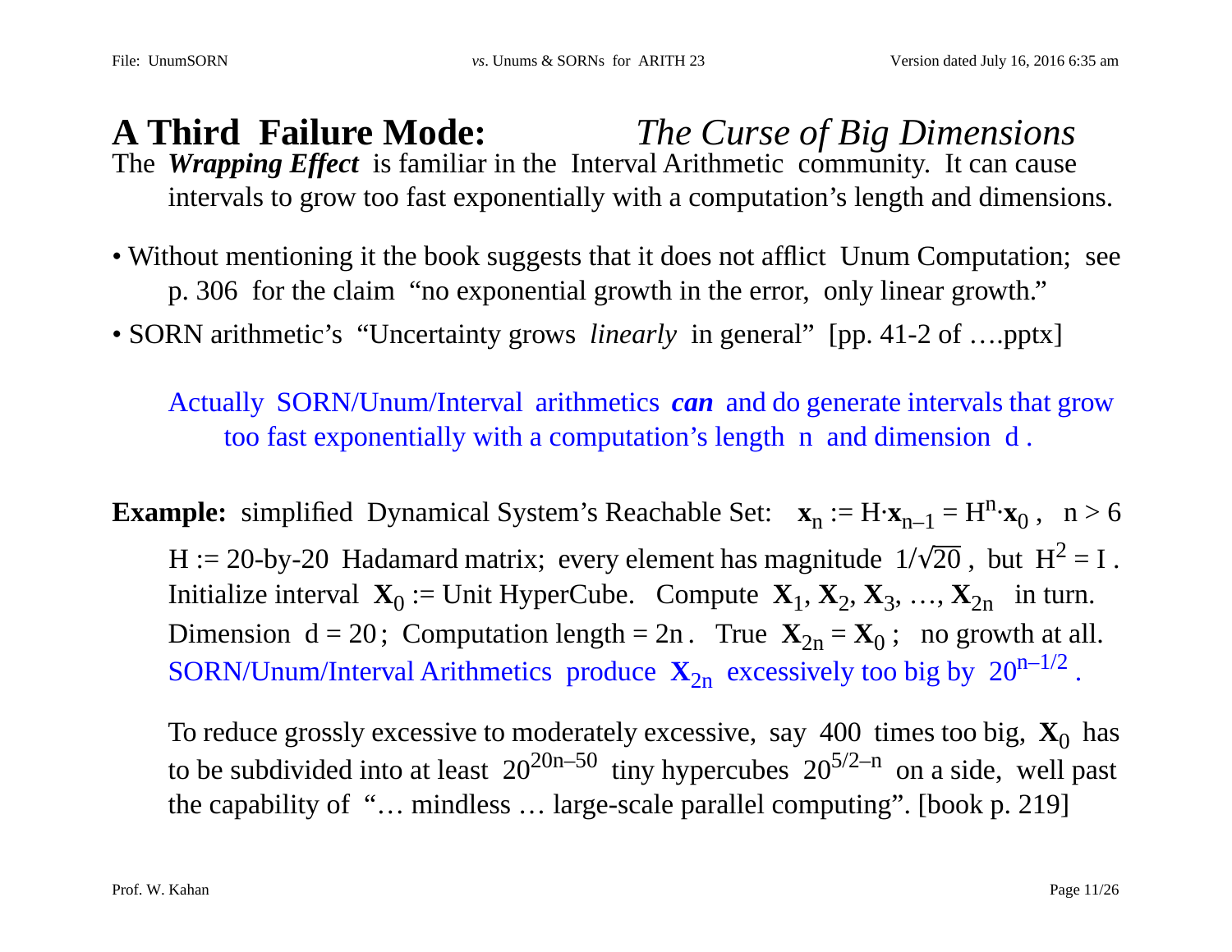# A Third Failure Mode: *The Curse of Big Dimensions*

The ***Wrapping Effect*** is familiar in the Interval Arithmetic community. It can cause intervals to grow too fast exponentially with a computation's length and dimensions.

- Without mentioning it the book suggests that it does not afflict Unum Computation; see p. 306 for the claim "no exponential growth in the error, only linear growth."
- SORN arithmetic's "Uncertainty grows *linearly* in general" [pp. 41-2 of ….pptx]

Actually SORN/Unum/Interval arithmetics ***can*** and do generate intervals that grow too fast exponentially with a computation's length n and dimension d .

**Example:** simplified Dynamical System's Reachable Set: $\mathbf{x}_n := H \cdot \mathbf{x}_{n-1} = H^n \cdot \mathbf{x}_0$ , $n > 6$

$H$ := 20-by-20 Hadamard matrix; every element has magnitude $1/\sqrt{20}$ , but $H^2 = I$ .
Initialize interval $\mathbf{X}_0$ := Unit HyperCube. Compute $\mathbf{X}_1, \mathbf{X}_2, \mathbf{X}_3, \ldots, \mathbf{X}_{2n}$ in turn.
Dimension $d = 20$ ; Computation length = 2n . True $\mathbf{X}_{2n} = \mathbf{X}_0$ ; no growth at all.
SORN/Unum/Interval Arithmetics produce $\mathbf{X}_{2n}$ excessively too big by $20^{n-1/2}$ .

To reduce grossly excessive to moderately excessive, say 400 times too big, $\mathbf{X}_0$ has to be subdivided into at least $20^{20n-50}$ tiny hypercubes $20^{5/2-n}$ on a side, well past the capability of "… mindless … large-scale parallel computing". [book p. 219]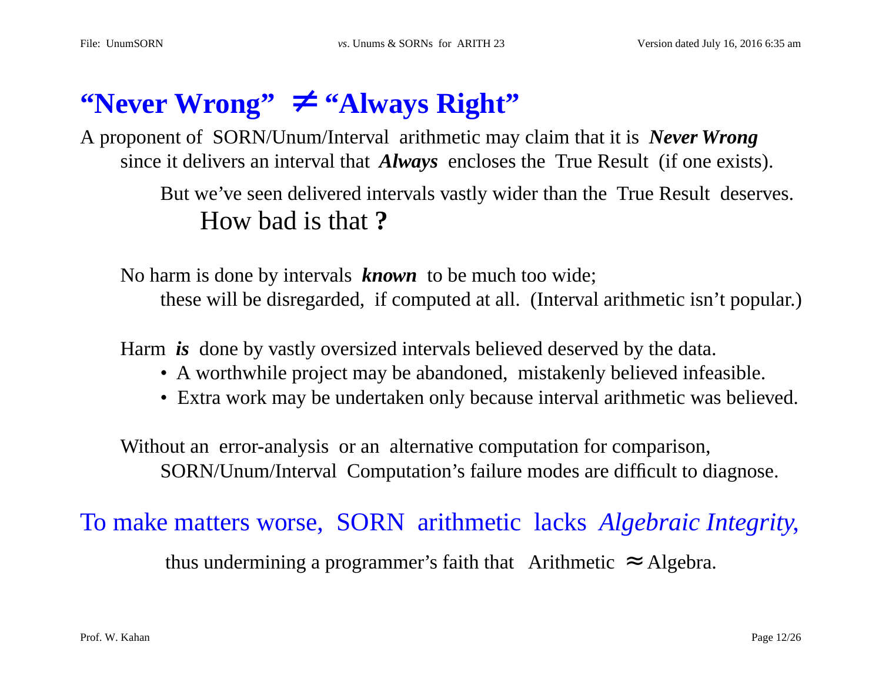# "Never Wrong" ≠ "Always Right"

A proponent of SORN/Unum/Interval arithmetic may claim that it is ***Never Wrong*** since it delivers an interval that ***Always*** encloses the True Result (if one exists).

But we've seen delivered intervals vastly wider than the True Result deserves.

How bad is that **?**

No harm is done by intervals ***known*** to be much too wide; these will be disregarded, if computed at all. (Interval arithmetic isn't popular.)

Harm ***is*** done by vastly oversized intervals believed deserved by the data.

- A worthwhile project may be abandoned, mistakenly believed infeasible.
- Extra work may be undertaken only because interval arithmetic was believed.

Without an error-analysis or an alternative computation for comparison, SORN/Unum/Interval Computation's failure modes are difficult to diagnose.

To make matters worse, SORN arithmetic lacks *Algebraic Integrity,*

thus undermining a programmer's faith that Arithmetic ≈ Algebra.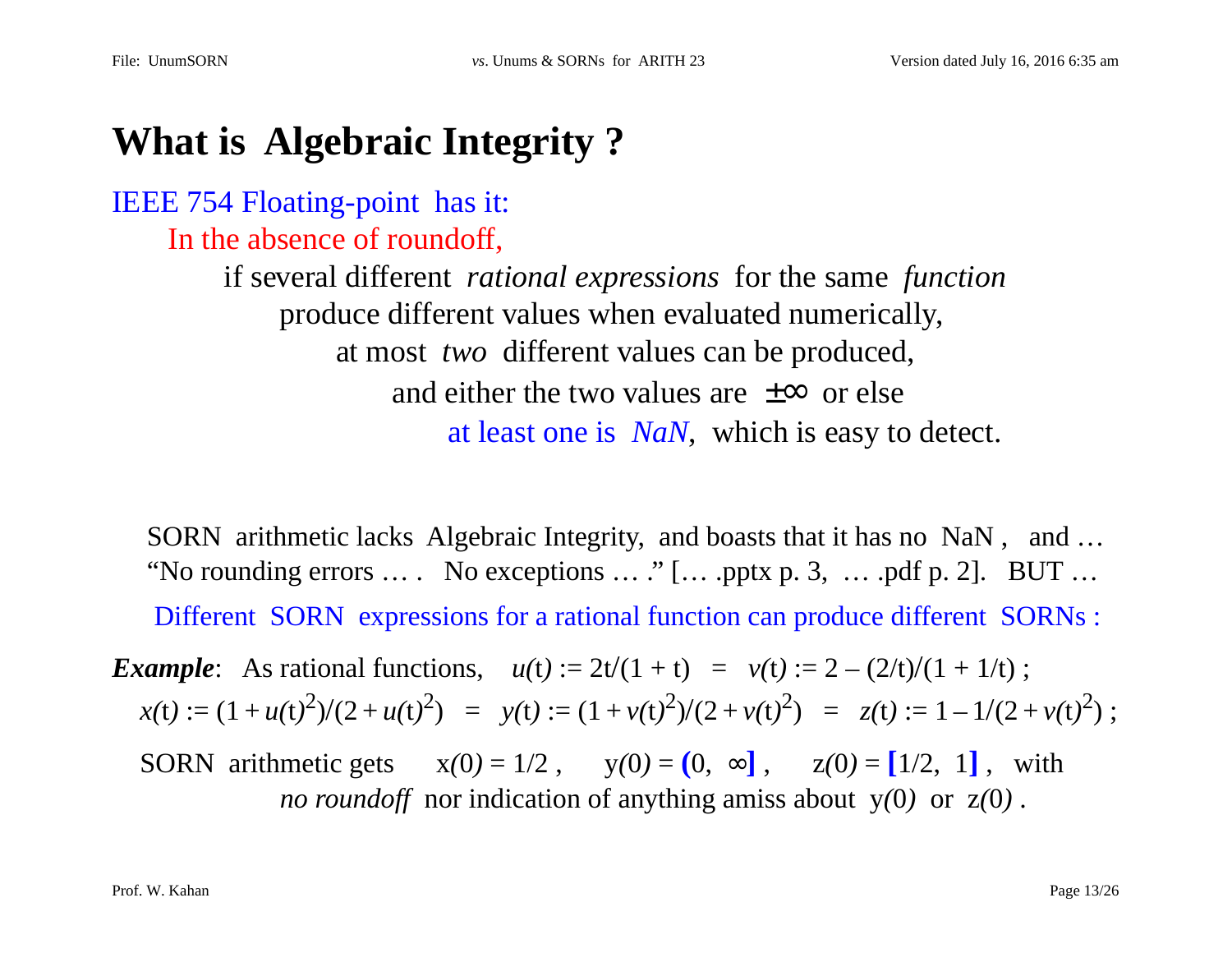# What is Algebraic Integrity ?

IEEE 754 Floating-point has it:

In the absence of roundoff,

if several different *rational expressions* for the same *function* produce different values when evaluated numerically, at most *two* different values can be produced, and either the two values are $\pm\infty$ or else at least one is *NaN*, which is easy to detect.

SORN arithmetic lacks Algebraic Integrity, and boasts that it has no NaN , and … "No rounding errors … . No exceptions … ." [… .pptx p. 3, … .pdf p. 2]. BUT …

Different SORN expressions for a rational function can produce different SORNs :

***Example***: As rational functions, $u(t) := 2t/(1+t) \;=\; v(t) := 2 - (2/t)/(1 + 1/t)$ ;

$x(t) := (1 + u(t)^2)/(2 + u(t)^2) \;=\; y(t) := (1 + v(t)^2)/(2 + v(t)^2) \;=\; z(t) := 1 - 1/(2 + v(t)^2)$ ;

SORN arithmetic gets $x(0) = 1/2$ , $y(0) = (0,\ \infty]$ , $z(0) = [1/2,\ 1]$ , with *no roundoff* nor indication of anything amiss about $y(0)$ or $z(0)$ .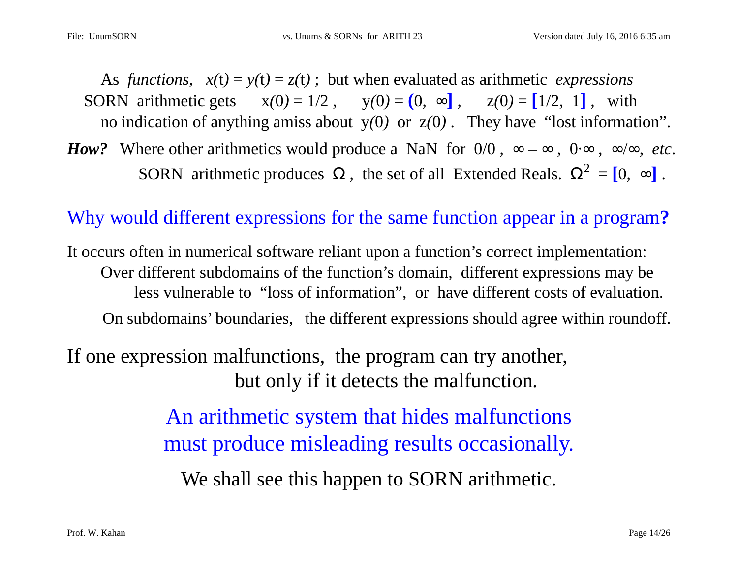As *functions*, $x(t) = y(t) = z(t)$ ; but when evaluated as arithmetic *expressions* SORN arithmetic gets $x(0) = 1/2$ , $y(0) = (0, \infty]$ , $z(0) = [1/2, 1]$ , with no indication of anything amiss about $y(0)$ or $z(0)$ . They have "lost information".

***How?*** Where other arithmetics would produce a NaN for $0/0$ , $\infty - \infty$ , $0 \cdot \infty$ , $\infty/\infty$, *etc*. SORN arithmetic produces $\Omega$ , the set of all Extended Reals. $\Omega^2 = [0, \infty]$ .

## Why would different expressions for the same function appear in a program**?**

It occurs often in numerical software reliant upon a function's correct implementation:
Over different subdomains of the function's domain, different expressions may be less vulnerable to "loss of information", or have different costs of evaluation.

On subdomains' boundaries, the different expressions should agree within roundoff.

If one expression malfunctions, the program can try another, but only if it detects the malfunction.

An arithmetic system that hides malfunctions must produce misleading results occasionally.

We shall see this happen to SORN arithmetic.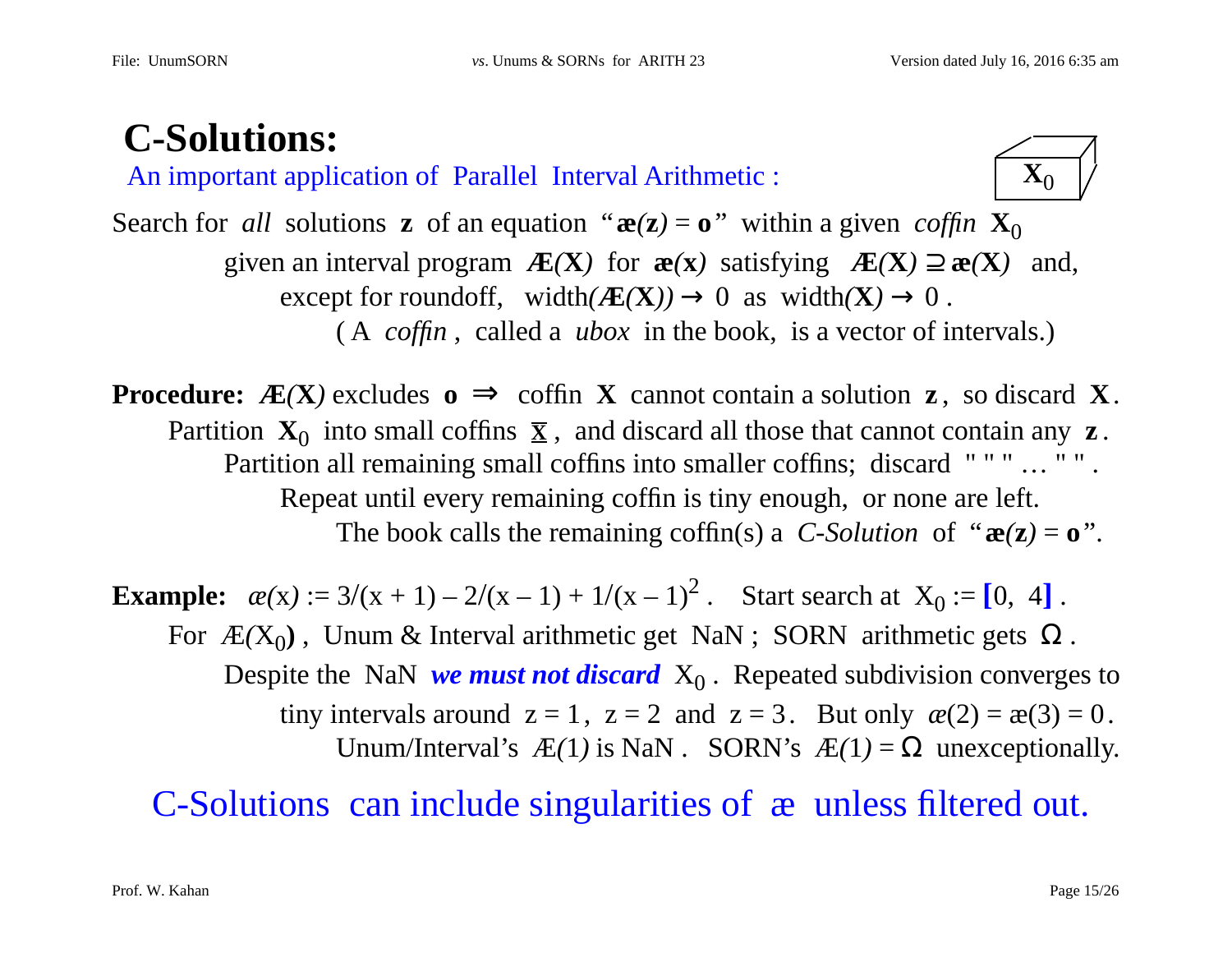# C-Solutions:

An important application of Parallel Interval Arithmetic :

Search for *all* solutions $\mathbf{z}$ of an equation " $\boldsymbol{æ}(\mathbf{z}) = \mathbf{o}$ " within a given *coffin* $\mathbf{X}_0$ given an interval program $\boldsymbol{Æ}(\mathbf{X})$ for $\boldsymbol{æ}(\mathbf{x})$ satisfying $\boldsymbol{Æ}(\mathbf{X}) \supseteq \boldsymbol{æ}(\mathbf{X})$ and, except for roundoff, $\text{width}(\boldsymbol{Æ}(\mathbf{X})) \to 0$ as $\text{width}(\mathbf{X}) \to 0$ .

( A *coffin* , called a *ubox* in the book, is a vector of intervals.)

**Procedure:** $\boldsymbol{Æ}(\mathbf{X})$ excludes $\mathbf{o}$ $\Rightarrow$ coffin $\mathbf{X}$ cannot contain a solution $\mathbf{z}$, so discard $\mathbf{X}$.

Partition $\mathbf{X}_0$ into small coffins $\underline{\mathbf{X}}$ , and discard all those that cannot contain any $\mathbf{z}$ .

Partition all remaining small coffins into smaller coffins; discard " " " … " " .

Repeat until every remaining coffin is tiny enough, or none are left.

The book calls the remaining coffin(s) a *C-Solution* of " $\boldsymbol{æ}(\mathbf{z}) = \mathbf{o}$ ".

**Example:** $æ(x) := 3/(x + 1) – 2/(x – 1) + 1/(x – 1)^2$ . Start search at $X_0 := [0,\ 4]$ .

For $Æ(X_0)$ , Unum & Interval arithmetic get NaN ; SORN arithmetic gets $\Omega$ .

Despite the NaN ***we must not discard*** $X_0$ . Repeated subdivision converges to tiny intervals around $z = 1$, $z = 2$ and $z = 3$. But only $æ(2) = æ(3) = 0$.

Unum/Interval's $Æ(1)$ is NaN . SORN's $Æ(1) = \Omega$ unexceptionally.

C-Solutions can include singularities of æ unless filtered out.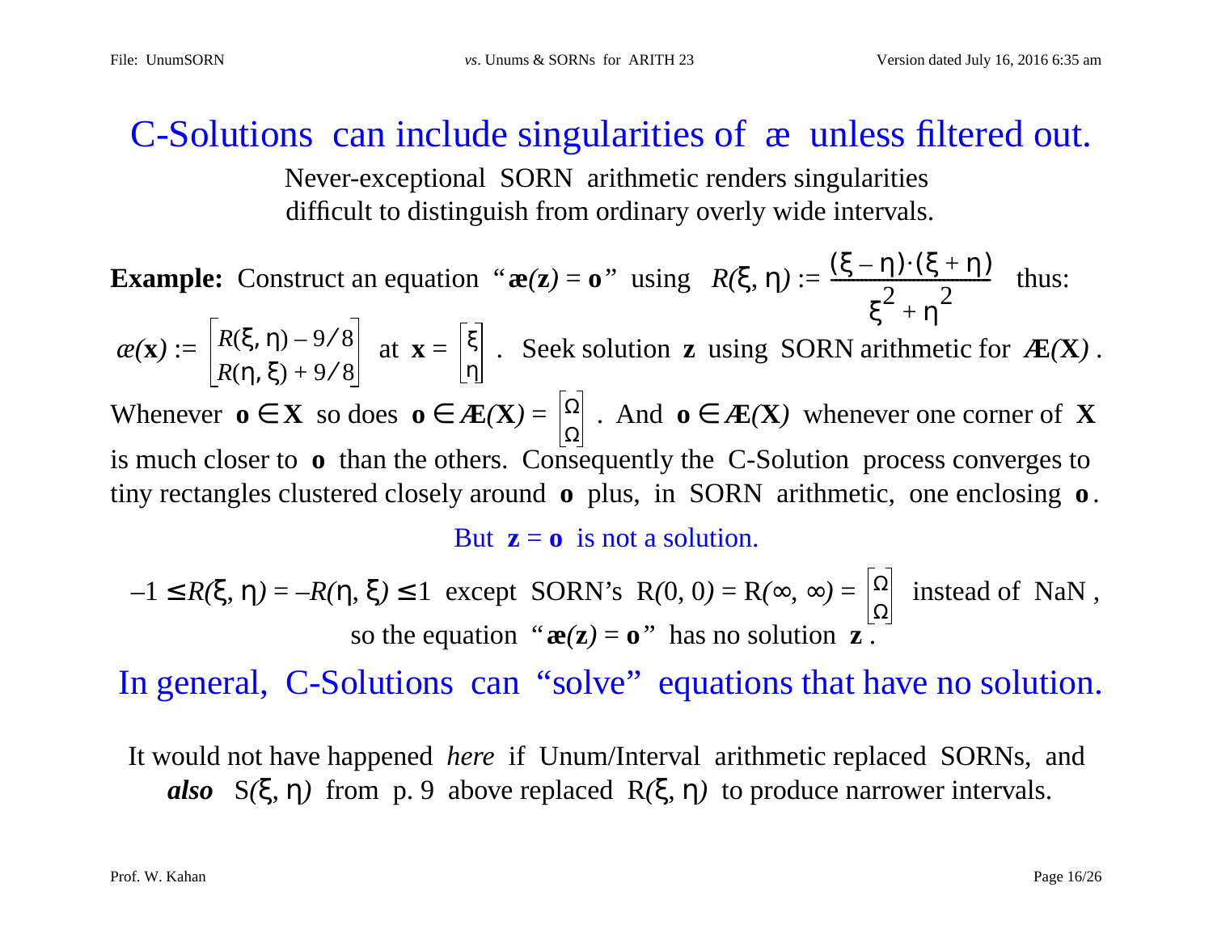# C-Solutions can include singularities of æ unless filtered out.

Never-exceptional SORN arithmetic renders singularities difficult to distinguish from ordinary overly wide intervals.

**Example:** Construct an equation "$\mathbf{æ}(\mathbf{z}) = \mathbf{o}$" using $R(\xi, \eta) := \dfrac{(\xi - \eta)\cdot(\xi + \eta)}{\xi^2 + \eta^2}$ thus:

$æ(\mathbf{x}) := \begin{bmatrix} R(\xi, \eta) - 9/8 \\ R(\eta, \xi) + 9/8 \end{bmatrix}$ at $\mathbf{x} = \begin{bmatrix} \xi \\ \eta \end{bmatrix}$. Seek solution $\mathbf{z}$ using SORN arithmetic for $Æ(\mathbf{X})$.

Whenever $\mathbf{o} \in \mathbf{X}$ so does $\mathbf{o} \in Æ(\mathbf{X}) = \begin{bmatrix} \Omega \\ \Omega \end{bmatrix}$. And $\mathbf{o} \in Æ(\mathbf{X})$ whenever one corner of $\mathbf{X}$ is much closer to $\mathbf{o}$ than the others. Consequently the C-Solution process converges to tiny rectangles clustered closely around $\mathbf{o}$ plus, in SORN arithmetic, one enclosing $\mathbf{o}$.

But $\mathbf{z} = \mathbf{o}$ is not a solution.

$-1 \le R(\xi, \eta) = -R(\eta, \xi) \le 1$ except SORN's $R(0, 0) = R(\infty, \infty) = \begin{bmatrix} \Omega \\ \Omega \end{bmatrix}$ instead of NaN, so the equation "$\mathbf{æ}(\mathbf{z}) = \mathbf{o}$" has no solution $\mathbf{z}$.

## In general, C-Solutions can "solve" equations that have no solution.

It would not have happened *here* if Unum/Interval arithmetic replaced SORNs, and ***also*** $S(\xi, \eta)$ from p. 9 above replaced $R(\xi, \eta)$ to produce narrower intervals.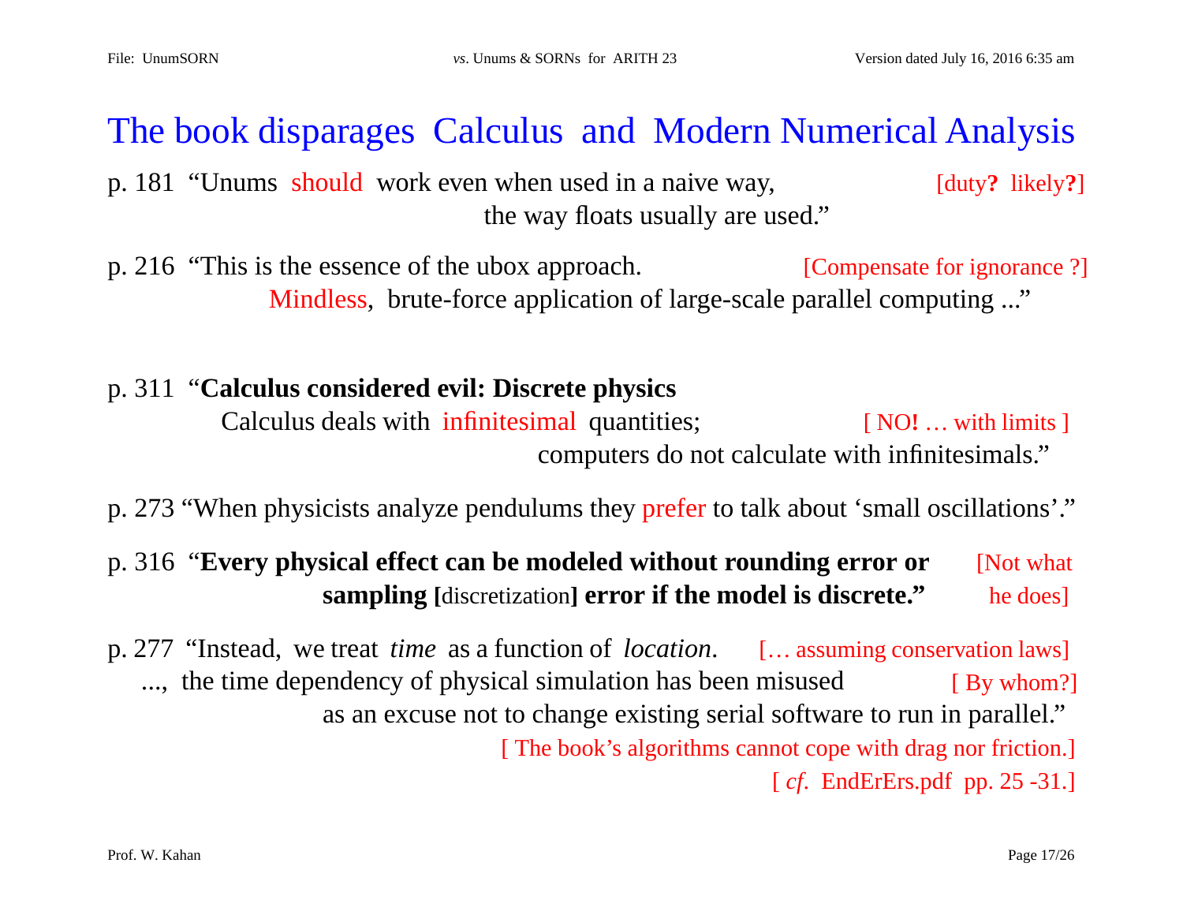# The book disparages Calculus and Modern Numerical Analysis

p. 181 "Unums should work even when used in a naive way, the way floats usually are used." [duty**?** likely**?**]

p. 216 "This is the essence of the ubox approach. Mindless, brute-force application of large-scale parallel computing ..." [Compensate for ignorance ?]

p. 311 "**Calculus considered evil: Discrete physics**
Calculus deals with infinitesimal quantities; computers do not calculate with infinitesimals." [ NO**!** … with limits ]

p. 273 "When physicists analyze pendulums they prefer to talk about 'small oscillations'."

p. 316 "**Every physical effect can be modeled without rounding error or sampling [**discretization**] error if the model is discrete."** [Not what he does]

p. 277 "Instead, we treat *time* as a function of *location*. [… assuming conservation laws]
..., the time dependency of physical simulation has been misused [ By whom?]
as an excuse not to change existing serial software to run in parallel."

[ The book's algorithms cannot cope with drag nor friction.]
[ *cf*. EndErErs.pdf pp. 25 -31.]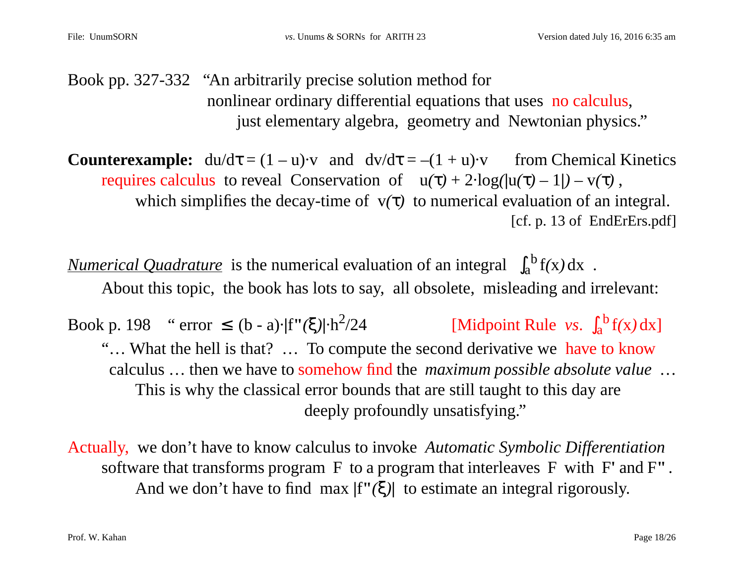Book pp. 327-332 "An arbitrarily precise solution method for nonlinear ordinary differential equations that uses no calculus, just elementary algebra, geometry and Newtonian physics."

**Counterexample:** $du/d\tau = (1 - u)\cdot v$ and $dv/d\tau = -(1 + u)\cdot v$ from Chemical Kinetics requires calculus to reveal Conservation of $u(\tau) + 2\cdot\log(|u(\tau) - 1|) - v(\tau)$, which simplifies the decay-time of $v(\tau)$ to numerical evaluation of an integral. [cf. p. 13 of EndErErs.pdf]

*Numerical Quadrature* is the numerical evaluation of an integral $\int_a^b f(x)\,dx$ .
About this topic, the book has lots to say, all obsolete, misleading and irrelevant:

Book p. 198 " error $\le (b - a)\cdot|f''(\xi)|\cdot h^2/24$ [Midpoint Rule *vs.* $\int_a^b f(x)\,dx$]
"… What the hell is that? … To compute the second derivative we have to know calculus … then we have to somehow find the *maximum possible absolute value* … This is why the classical error bounds that are still taught to this day are deeply profoundly unsatisfying."

Actually, we don't have to know calculus to invoke *Automatic Symbolic Differentiation* software that transforms program F to a program that interleaves F with F' and F" .
And we don't have to find max $|f''(\xi)|$ to estimate an integral rigorously.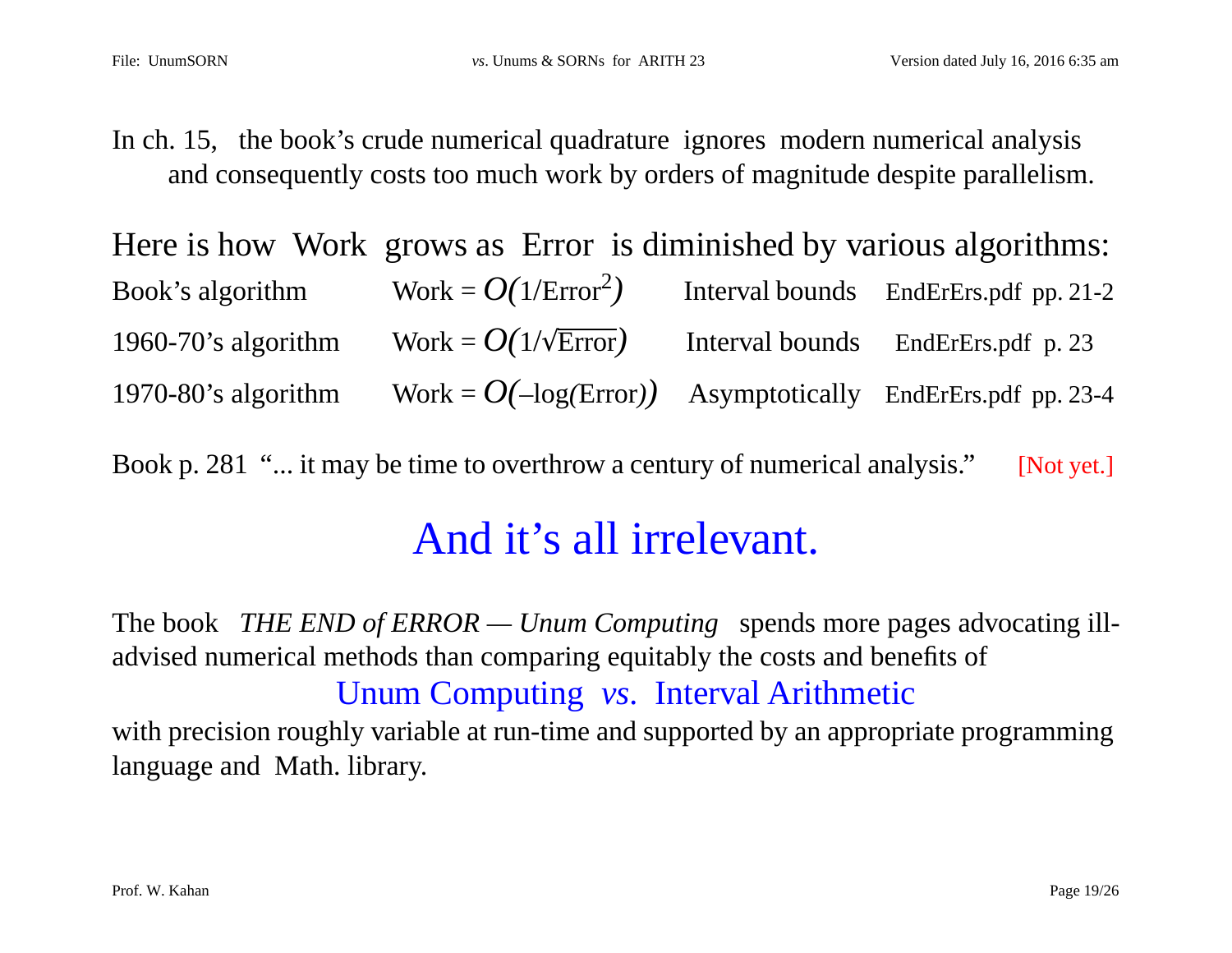In ch. 15, the book's crude numerical quadrature ignores modern numerical analysis and consequently costs too much work by orders of magnitude despite parallelism.

Here is how Work grows as Error is diminished by various algorithms:

| | | | |
|---|---|---|---|
| Book's algorithm | Work = $O(1/\text{Error}^2)$ | Interval bounds | EndErErs.pdf pp. 21-2 |
| 1960-70's algorithm | Work = $O(1/\sqrt{\text{Error}})$ | Interval bounds | EndErErs.pdf p. 23 |
| 1970-80's algorithm | Work = $O(-\log(\text{Error}))$ | Asymptotically | EndErErs.pdf pp. 23-4 |

Book p. 281 "... it may be time to overthrow a century of numerical analysis." [Not yet.]

## And it's all irrelevant.

The book *THE END of ERROR — Unum Computing* spends more pages advocating ill-advised numerical methods than comparing equitably the costs and benefits of

Unum Computing *vs.* Interval Arithmetic

with precision roughly variable at run-time and supported by an appropriate programming language and Math. library.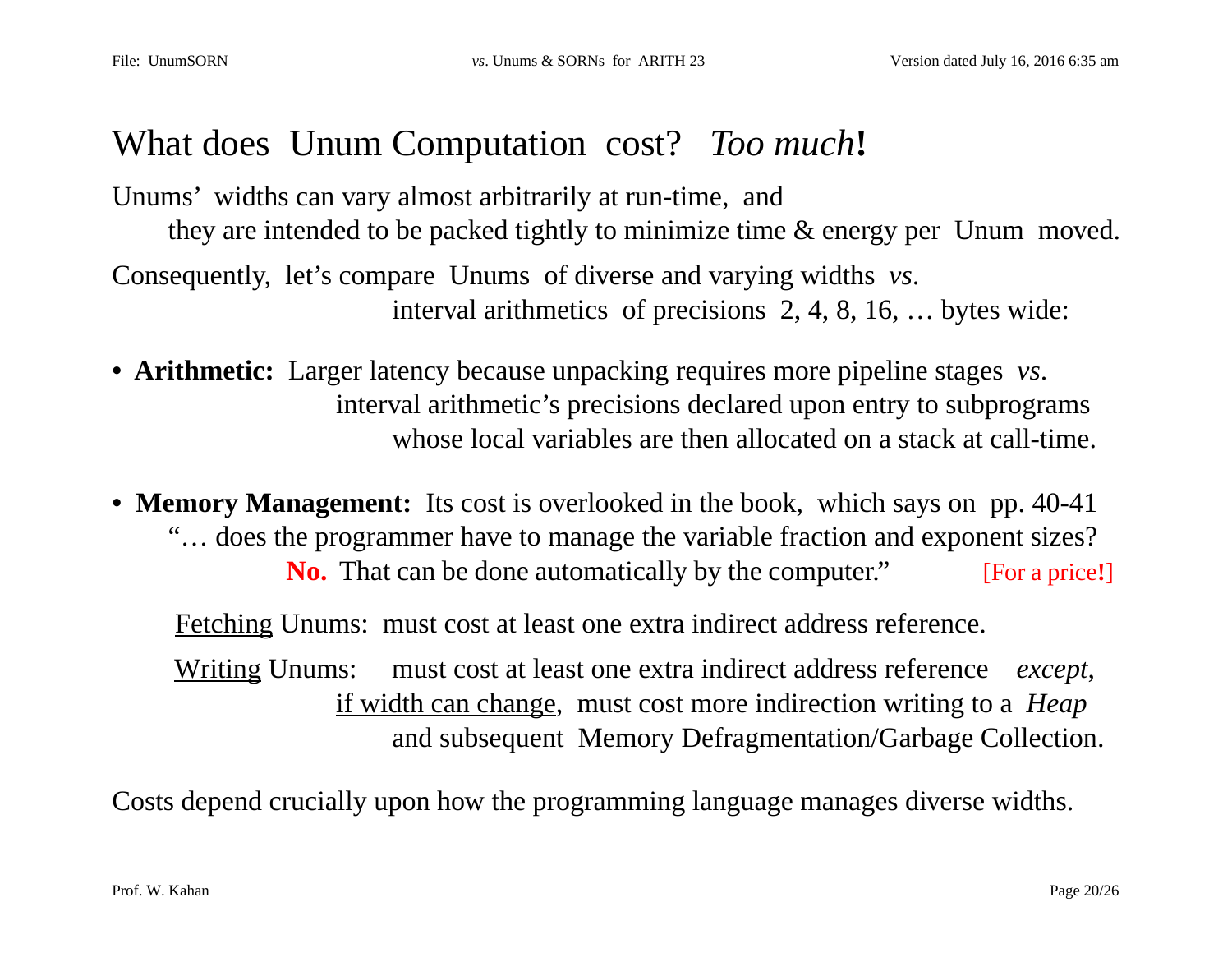# What does Unum Computation cost? *Too much*!

Unums' widths can vary almost arbitrarily at run-time, and
they are intended to be packed tightly to minimize time & energy per Unum moved.

Consequently, let's compare Unums of diverse and varying widths *vs*.
interval arithmetics of precisions 2, 4, 8, 16, … bytes wide:

- **Arithmetic:** Larger latency because unpacking requires more pipeline stages *vs*.
interval arithmetic's precisions declared upon entry to subprograms
whose local variables are then allocated on a stack at call-time.

- **Memory Management:** Its cost is overlooked in the book, which says on pp. 40-41
"… does the programmer have to manage the variable fraction and exponent sizes?
**No.** That can be done automatically by the computer." [For a price**!**]

Fetching Unums: must cost at least one extra indirect address reference.

Writing Unums: must cost at least one extra indirect address reference *except*,
if width can change, must cost more indirection writing to a *Heap*
and subsequent Memory Defragmentation/Garbage Collection.

Costs depend crucially upon how the programming language manages diverse widths.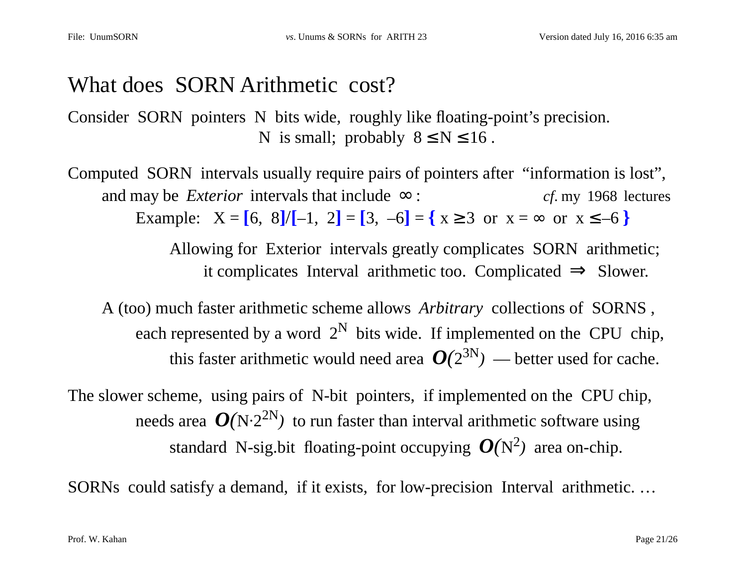# What does SORN Arithmetic cost?

Consider SORN pointers N bits wide, roughly like floating-point's precision.
N is small; probably $8 \le N \le 16$ .

Computed SORN intervals usually require pairs of pointers after "information is lost",
and may be *Exterior* intervals that include $\infty$ : *cf.* my 1968 lectures

Example: $X = [6,\ 8]/[-1,\ 2] = [3,\ -6] = \{\ x \ge 3 \text{ or } x = \infty \text{ or } x \le -6\ \}$

Allowing for Exterior intervals greatly complicates SORN arithmetic;
it complicates Interval arithmetic too. Complicated $\Rightarrow$ Slower.

A (too) much faster arithmetic scheme allows *Arbitrary* collections of SORNS ,
each represented by a word $2^N$ bits wide. If implemented on the CPU chip,
this faster arithmetic would need area $O(2^{3N})$ — better used for cache.

The slower scheme, using pairs of N-bit pointers, if implemented on the CPU chip,
needs area $O(N \cdot 2^{2N})$ to run faster than interval arithmetic software using
standard N-sig.bit floating-point occupying $O(N^2)$ area on-chip.

SORNs could satisfy a demand, if it exists, for low-precision Interval arithmetic. …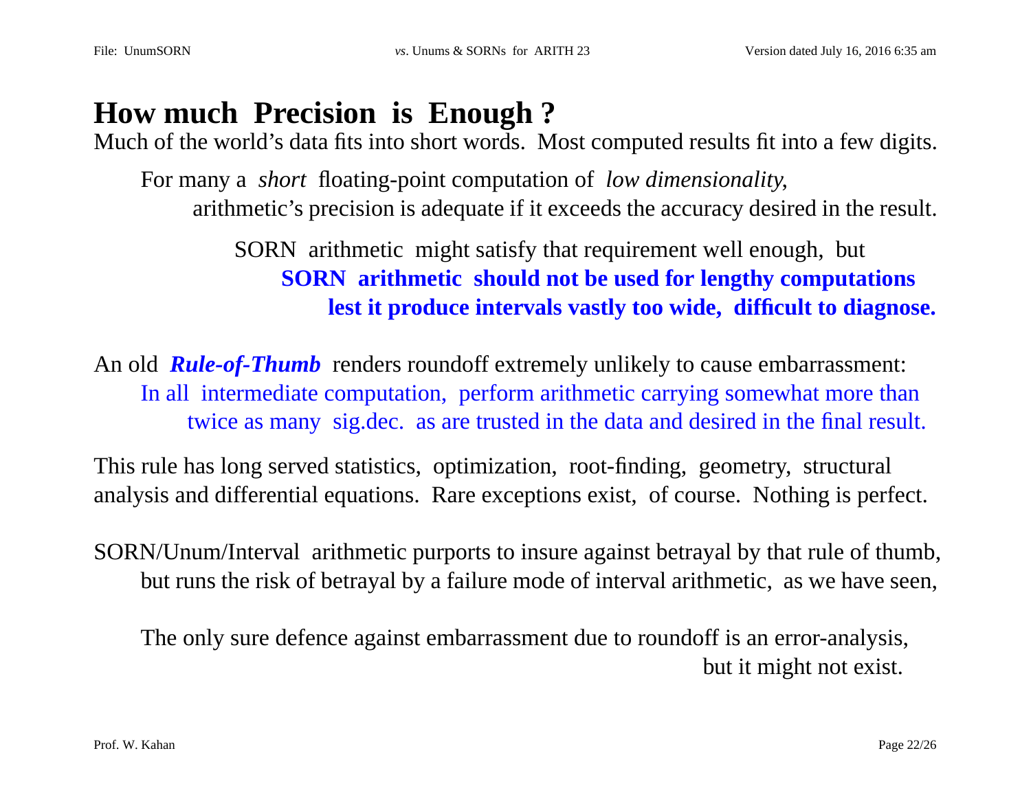# How much Precision is Enough ?

Much of the world's data fits into short words. Most computed results fit into a few digits.

For many a *short* floating-point computation of *low dimensionality*, arithmetic's precision is adequate if it exceeds the accuracy desired in the result.

SORN arithmetic might satisfy that requirement well enough, but **SORN arithmetic should not be used for lengthy computations lest it produce intervals vastly too wide, difficult to diagnose.**

An old ***Rule-of-Thumb*** renders roundoff extremely unlikely to cause embarrassment:
In all intermediate computation, perform arithmetic carrying somewhat more than twice as many sig.dec. as are trusted in the data and desired in the final result.

This rule has long served statistics, optimization, root-finding, geometry, structural analysis and differential equations. Rare exceptions exist, of course. Nothing is perfect.

SORN/Unum/Interval arithmetic purports to insure against betrayal by that rule of thumb, but runs the risk of betrayal by a failure mode of interval arithmetic, as we have seen,

The only sure defence against embarrassment due to roundoff is an error-analysis, but it might not exist.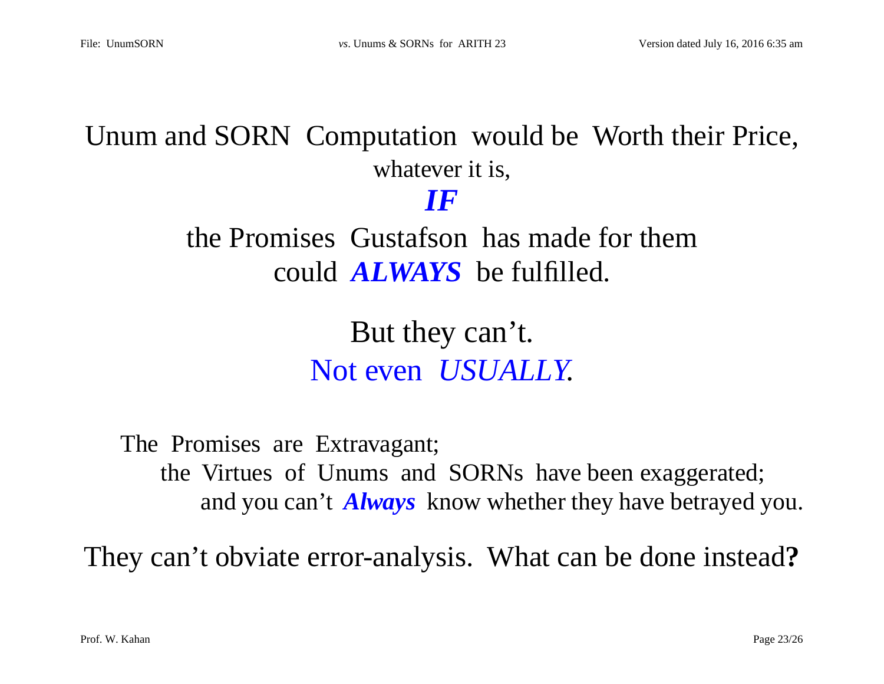Unum and SORN Computation would be Worth their Price,

whatever it is,

***IF***

the Promises Gustafson has made for them

could ***ALWAYS*** be fulfilled.

But they can't.

Not even *USUALLY*.

The Promises are Extravagant;
the Virtues of Unums and SORNs have been exaggerated;
and you can't ***Always*** know whether they have betrayed you.

They can't obviate error-analysis. What can be done instead**?**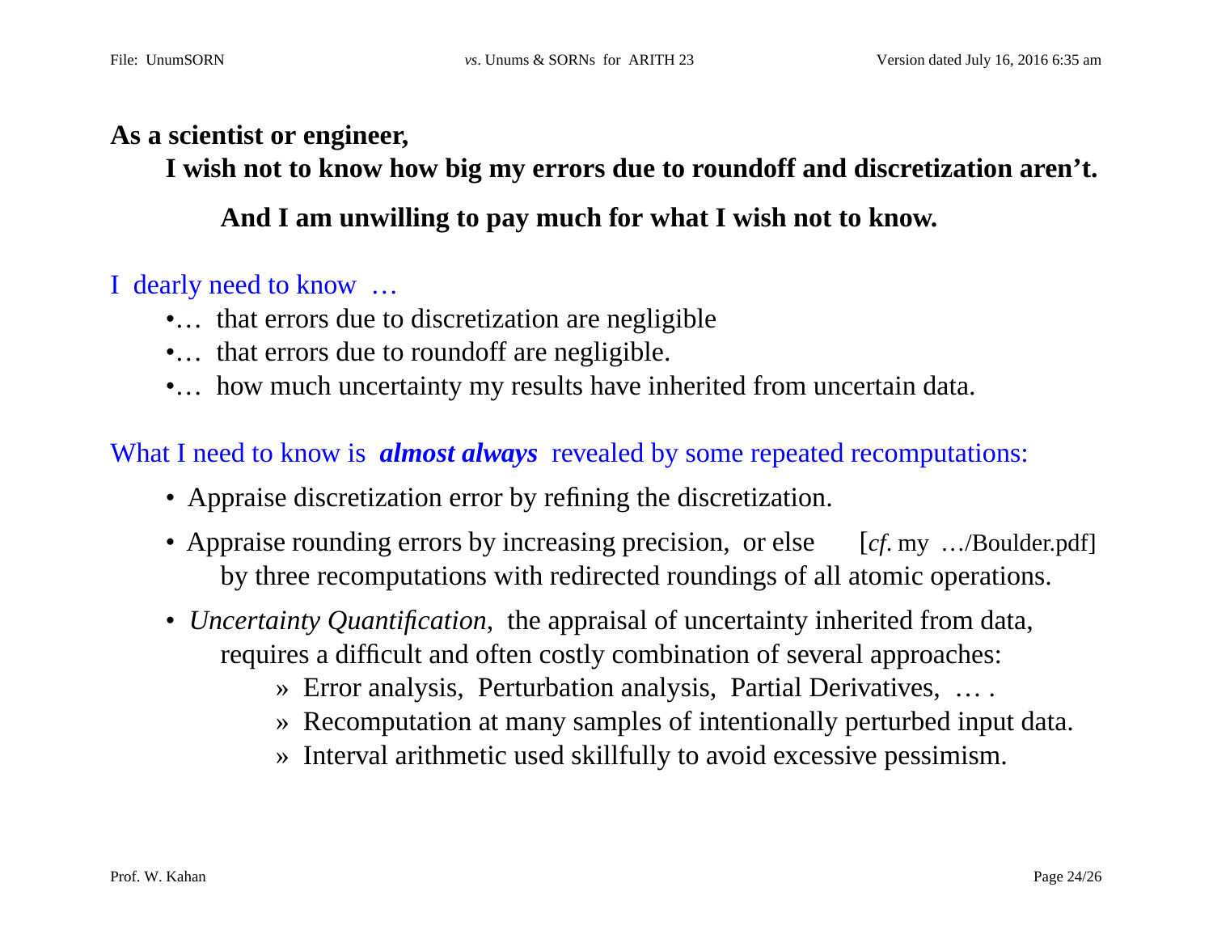**As a scientist or engineer,**

**I wish not to know how big my errors due to roundoff and discretization aren't.**

**And I am unwilling to pay much for what I wish not to know.**

I dearly need to know …

- … that errors due to discretization are negligible
- … that errors due to roundoff are negligible.
- … how much uncertainty my results have inherited from uncertain data.

What I need to know is ***almost always*** revealed by some repeated recomputations:

- Appraise discretization error by refining the discretization.
- Appraise rounding errors by increasing precision, or else [*cf.* my …/Boulder.pdf] by three recomputations with redirected roundings of all atomic operations.
- *Uncertainty Quantification*, the appraisal of uncertainty inherited from data, requires a difficult and often costly combination of several approaches:
  - » Error analysis, Perturbation analysis, Partial Derivatives, … .
  - » Recomputation at many samples of intentionally perturbed input data.
  - » Interval arithmetic used skillfully to avoid excessive pessimism.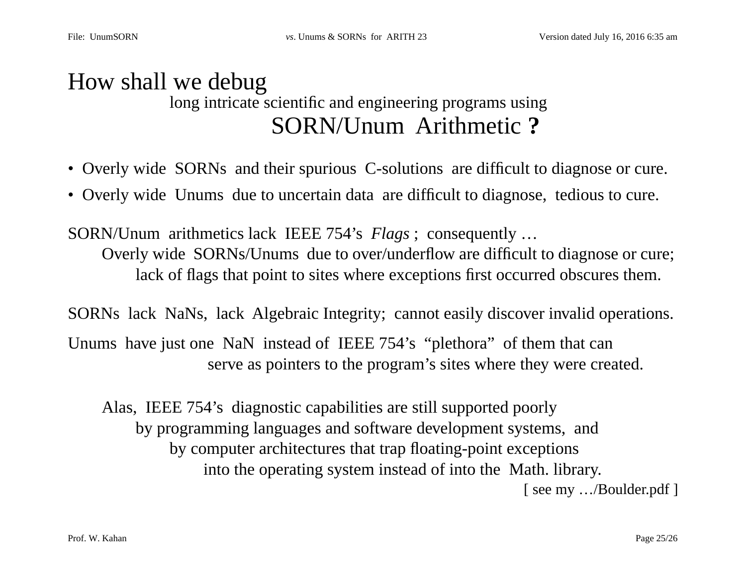# How shall we debug

long intricate scientific and engineering programs using

## SORN/Unum Arithmetic **?**

- Overly wide SORNs and their spurious C-solutions are difficult to diagnose or cure.
- Overly wide Unums due to uncertain data are difficult to diagnose, tedious to cure.

SORN/Unum arithmetics lack IEEE 754's *Flags* ; consequently …

Overly wide SORNs/Unums due to over/underflow are difficult to diagnose or cure;
lack of flags that point to sites where exceptions first occurred obscures them.

SORNs lack NaNs, lack Algebraic Integrity; cannot easily discover invalid operations.

Unums have just one NaN instead of IEEE 754's "plethora" of them that can
serve as pointers to the program's sites where they were created.

Alas, IEEE 754's diagnostic capabilities are still supported poorly
by programming languages and software development systems, and
by computer architectures that trap floating-point exceptions
into the operating system instead of into the Math. library.

[ see my …/Boulder.pdf ]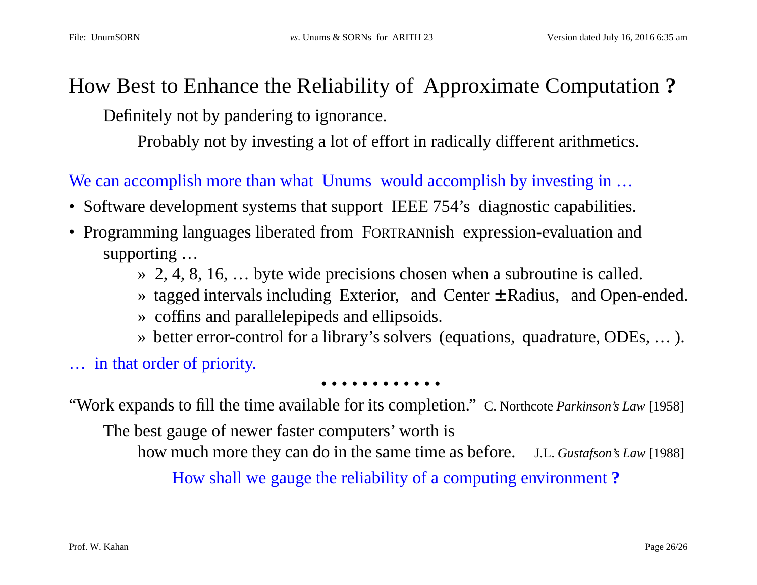# How Best to Enhance the Reliability of Approximate Computation **?**

Definitely not by pandering to ignorance.

Probably not by investing a lot of effort in radically different arithmetics.

We can accomplish more than what Unums would accomplish by investing in …

- Software development systems that support IEEE 754's diagnostic capabilities.
- Programming languages liberated from FORTRANnish expression-evaluation and supporting …
  - » 2, 4, 8, 16, … byte wide precisions chosen when a subroutine is called.
  - » tagged intervals including Exterior, and Center ± Radius, and Open-ended.
  - » coffins and parallelepipeds and ellipsoids.
  - » better error-control for a library's solvers (equations, quadrature, ODEs, … ).

… in that order of priority.

• • • • • • • • • • • •

"Work expands to fill the time available for its completion." C. Northcote *Parkinson's Law* [1958]

The best gauge of newer faster computers' worth is
how much more they can do in the same time as before. J.L. *Gustafson's Law* [1988]

How shall we gauge the reliability of a computing environment **?**